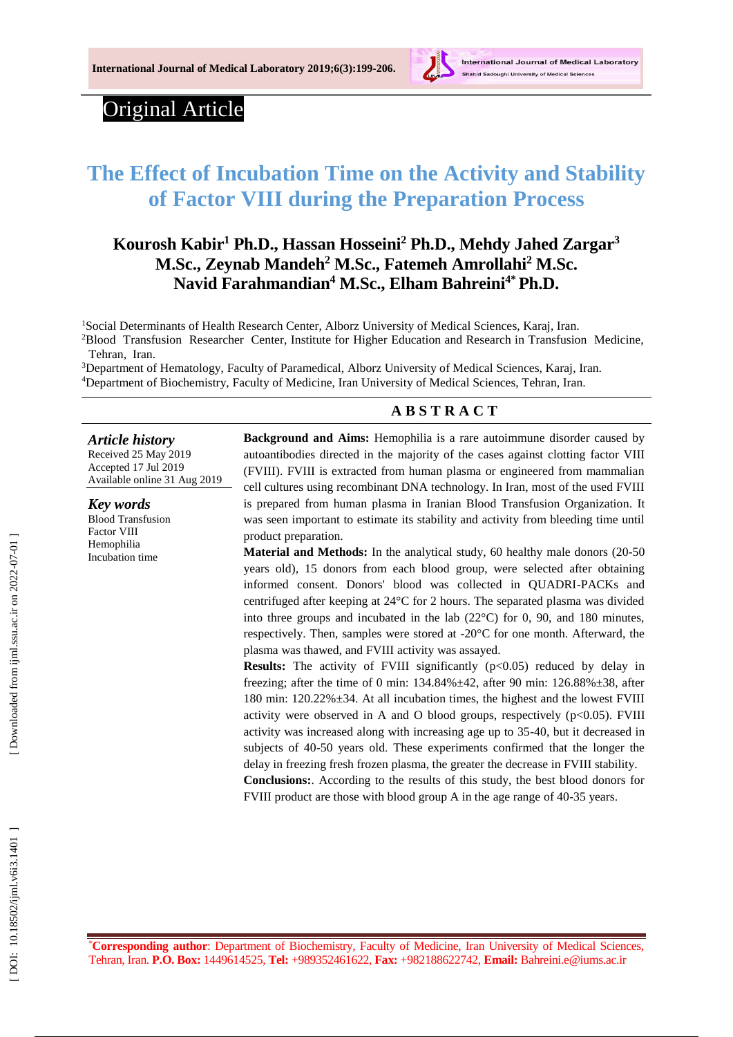Original Article

# The Effect of Incubation Time on the Activity and Stability of Factor VIII during the Preparation Process

**Kourosh Kabir[1] Ph.D., Hassan Hosseini[2] Ph.D., Mehdy Jahed Zargar[3] M.Sc., Zeynab Mandeh[2] M.Sc., Fatemeh Amrollahi[2] M.Sc. Navid Farahmandian[4] M.Sc., Elham Bahreini[4*] Ph.D.**

[1]Social Determinants of Health Research Center, Alborz University of Medical Sciences, Karaj, Iran.
[2]Blood Transfusion Researcher Center, Institute for Higher Education and Research in Transfusion Medicine, Tehran, Iran.
[3]Department of Hematology, Faculty of Paramedical, Alborz University of Medical Sciences, Karaj, Iran.
[4]Department of Biochemistry, Faculty of Medicine, Iran University of Medical Sciences, Tehran, Iran.

## ABSTRACT

***Article history***
Received 25 May 2019
Accepted 17 Jul 2019
Available online 31 Aug 2019

***Key words***
Blood Transfusion
Factor VIII
Hemophilia
Incubation time

**Background and Aims:** Hemophilia is a rare autoimmune disorder caused by autoantibodies directed in the majority of the cases against clotting factor VIII (FVIII). FVIII is extracted from human plasma or engineered from mammalian cell cultures using recombinant DNA technology. In Iran, most of the used FVIII is prepared from human plasma in Iranian Blood Transfusion Organization. It was seen important to estimate its stability and activity from bleeding time until product preparation.

**Material and Methods:** In the analytical study, 60 healthy male donors (20-50 years old), 15 donors from each blood group, were selected after obtaining informed consent. Donors' blood was collected in QUADRI-PACKs and centrifuged after keeping at 24°C for 2 hours. The separated plasma was divided into three groups and incubated in the lab (22°C) for 0, 90, and 180 minutes, respectively. Then, samples were stored at -20°C for one month. Afterward, the plasma was thawed, and FVIII activity was assayed.

**Results:** The activity of FVIII significantly ($p<0.05$) reduced by delay in freezing; after the time of 0 min: 134.84%±42, after 90 min: 126.88%±38, after 180 min: 120.22%±34. At all incubation times, the highest and the lowest FVIII activity were observed in A and O blood groups, respectively ($p<0.05$). FVIII activity was increased along with increasing age up to 35-40, but it decreased in subjects of 40-50 years old. These experiments confirmed that the longer the delay in freezing fresh frozen plasma, the greater the decrease in FVIII stability.

**Conclusions:**. According to the results of this study, the best blood donors for FVIII product are those with blood group A in the age range of 40-35 years.

[*]**Corresponding author**: Department of Biochemistry, Faculty of Medicine, Iran University of Medical Sciences, Tehran, Iran. **P.O. Box:** 1449614525, **Tel:** +989352461622, **Fax:** +982188622742, **Email:** Bahreini.e@iums.ac.ir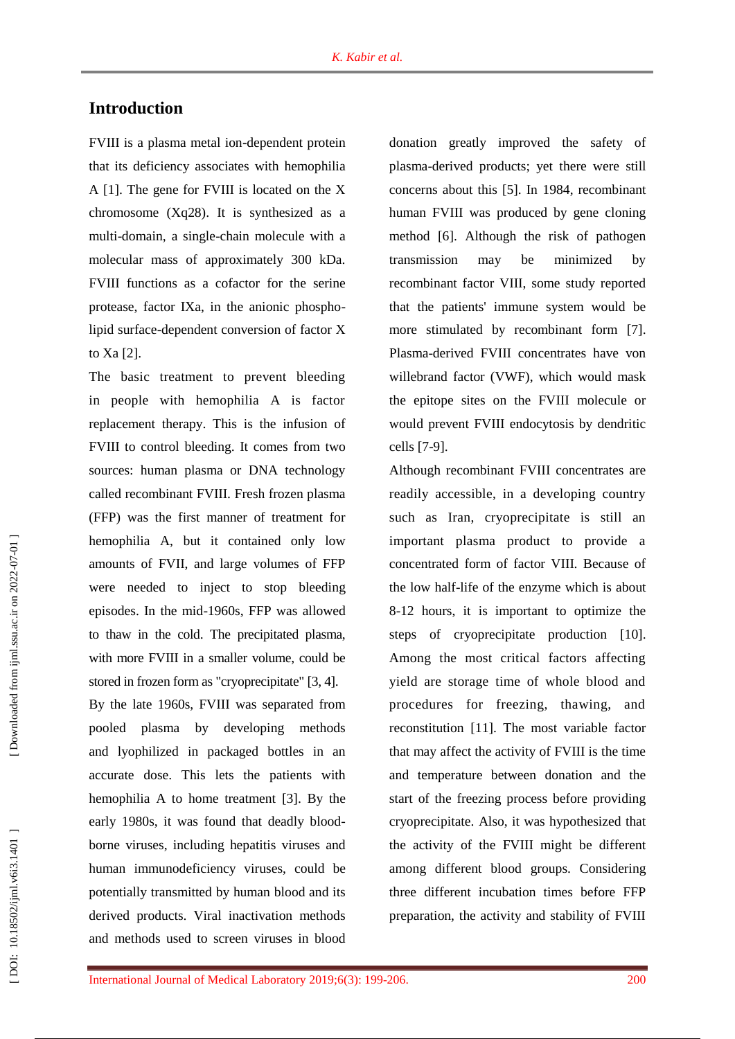## Introduction

FVIII is a plasma metal ion-dependent protein that its deficiency associates with hemophilia A [1]. The gene for FVIII is located on the X chromosome (Xq28). It is synthesized as a multi-domain, a single-chain molecule with a molecular mass of approximately 300 kDa. FVIII functions as a cofactor for the serine protease, factor IXa, in the anionic phospholipid surface-dependent conversion of factor X to Xa [2].

The basic treatment to prevent bleeding in people with hemophilia A is factor replacement therapy. This is the infusion of FVIII to control bleeding. It comes from two sources: human plasma or DNA technology called recombinant FVIII. Fresh frozen plasma (FFP) was the first manner of treatment for hemophilia A, but it contained only low amounts of FVII, and large volumes of FFP were needed to inject to stop bleeding episodes. In the mid-1960s, FFP was allowed to thaw in the cold. The precipitated plasma, with more FVIII in a smaller volume, could be stored in frozen form as "cryoprecipitate" [3, 4].

By the late 1960s, FVIII was separated from pooled plasma by developing methods and lyophilized in packaged bottles in an accurate dose. This lets the patients with hemophilia A to home treatment [3]. By the early 1980s, it was found that deadly blood-borne viruses, including hepatitis viruses and human immunodeficiency viruses, could be potentially transmitted by human blood and its derived products. Viral inactivation methods and methods used to screen viruses in blood donation greatly improved the safety of plasma-derived products; yet there were still concerns about this [5]. In 1984, recombinant human FVIII was produced by gene cloning method [6]. Although the risk of pathogen transmission may be minimized by recombinant factor VIII, some study reported that the patients' immune system would be more stimulated by recombinant form [7]. Plasma-derived FVIII concentrates have von willebrand factor (VWF), which would mask the epitope sites on the FVIII molecule or would prevent FVIII endocytosis by dendritic cells [7-9].

Although recombinant FVIII concentrates are readily accessible, in a developing country such as Iran, cryoprecipitate is still an important plasma product to provide a concentrated form of factor VIII. Because of the low half-life of the enzyme which is about 8-12 hours, it is important to optimize the steps of cryoprecipitate production [10]. Among the most critical factors affecting yield are storage time of whole blood and procedures for freezing, thawing, and reconstitution [11]. The most variable factor that may affect the activity of FVIII is the time and temperature between donation and the start of the freezing process before providing cryoprecipitate. Also, it was hypothesized that the activity of the FVIII might be different among different blood groups. Considering three different incubation times before FFP preparation, the activity and stability of FVIII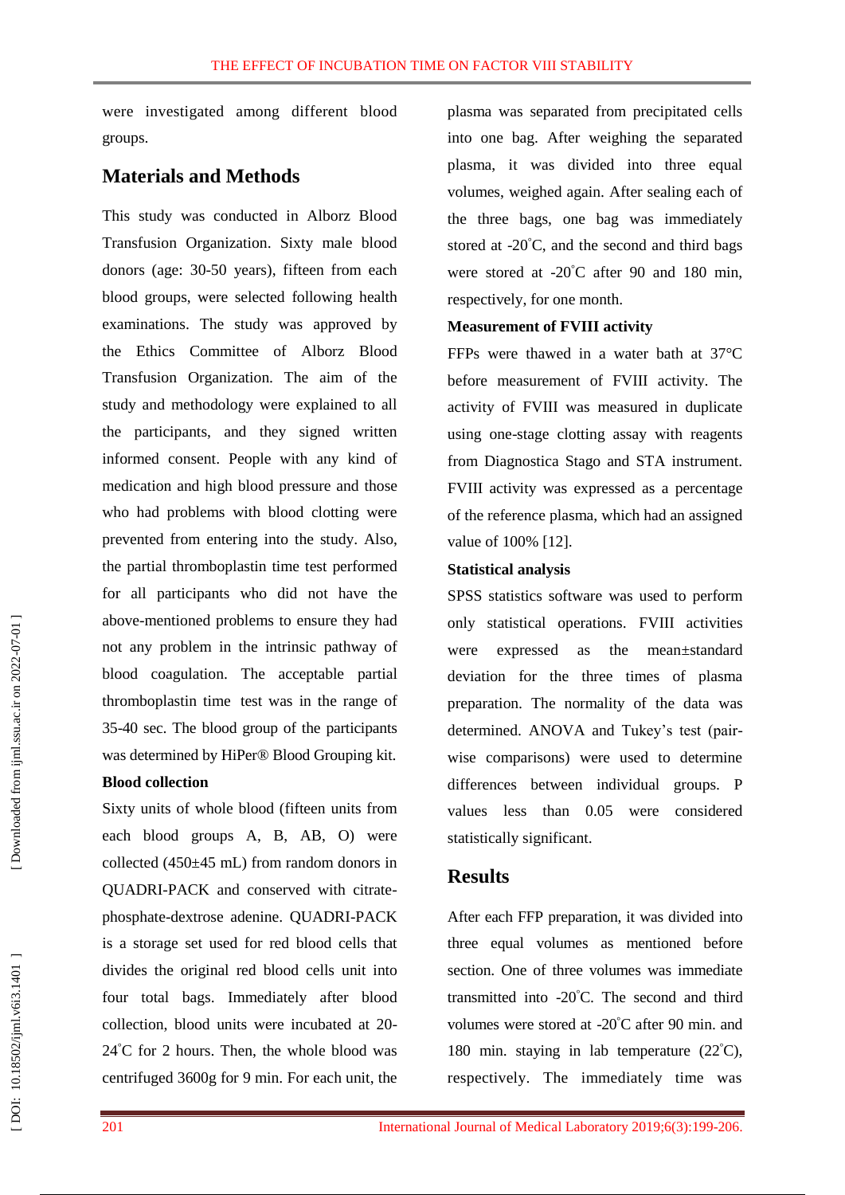were investigated among different blood groups.

## Materials and Methods

This study was conducted in Alborz Blood Transfusion Organization. Sixty male blood donors (age: 30-50 years), fifteen from each blood groups, were selected following health examinations. The study was approved by the Ethics Committee of Alborz Blood Transfusion Organization. The aim of the study and methodology were explained to all the participants, and they signed written informed consent. People with any kind of medication and high blood pressure and those who had problems with blood clotting were prevented from entering into the study. Also, the partial thromboplastin time test performed for all participants who did not have the above-mentioned problems to ensure they had not any problem in the intrinsic pathway of blood coagulation. The acceptable partial thromboplastin time test was in the range of 35-40 sec. The blood group of the participants was determined by HiPer® Blood Grouping kit.

### Blood collection

Sixty units of whole blood (fifteen units from each blood groups A, B, AB, O) were collected (450±45 mL) from random donors in QUADRI-PACK and conserved with citrate-phosphate-dextrose adenine. QUADRI-PACK is a storage set used for red blood cells that divides the original red blood cells unit into four total bags. Immediately after blood collection, blood units were incubated at 20-24˚C for 2 hours. Then, the whole blood was centrifuged 3600g for 9 min. For each unit, the plasma was separated from precipitated cells into one bag. After weighing the separated plasma, it was divided into three equal volumes, weighed again. After sealing each of the three bags, one bag was immediately stored at -20˚C, and the second and third bags were stored at -20˚C after 90 and 180 min, respectively, for one month.

### Measurement of FVIII activity

FFPs were thawed in a water bath at 37°C before measurement of FVIII activity. The activity of FVIII was measured in duplicate using one-stage clotting assay with reagents from Diagnostica Stago and STA instrument. FVIII activity was expressed as a percentage of the reference plasma, which had an assigned value of 100% [12].

### Statistical analysis

SPSS statistics software was used to perform only statistical operations. FVIII activities were expressed as the mean±standard deviation for the three times of plasma preparation. The normality of the data was determined. ANOVA and Tukey's test (pair-wise comparisons) were used to determine differences between individual groups. P values less than 0.05 were considered statistically significant.

## Results

After each FFP preparation, it was divided into three equal volumes as mentioned before section. One of three volumes was immediate transmitted into -20˚C. The second and third volumes were stored at -20˚C after 90 min. and 180 min. staying in lab temperature (22˚C), respectively. The immediately time was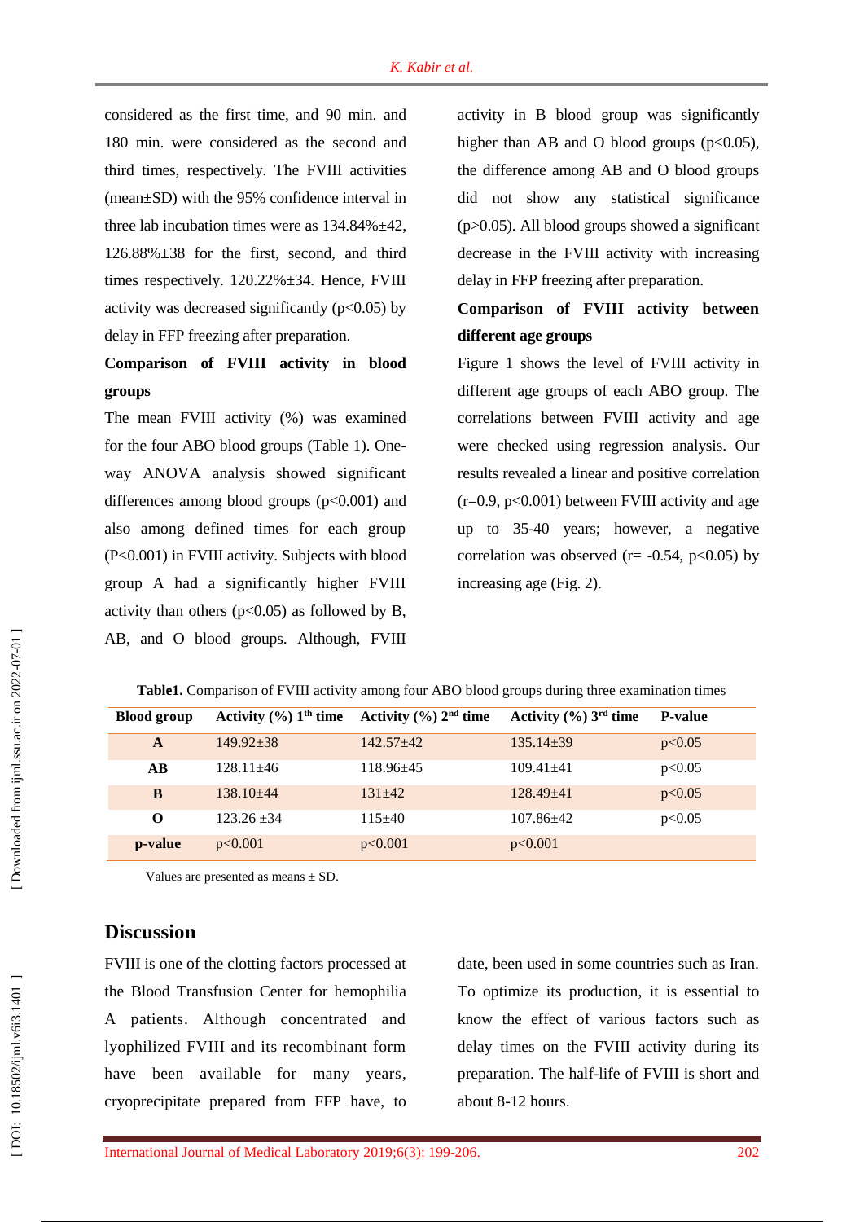considered as the first time, and 90 min. and 180 min. were considered as the second and third times, respectively. The FVIII activities (mean±SD) with the 95% confidence interval in three lab incubation times were as 134.84%±42, 126.88%±38 for the first, second, and third times respectively. 120.22%±34. Hence, FVIII activity was decreased significantly ($p<0.05$) by delay in FFP freezing after preparation.

**Comparison of FVIII activity in blood groups**

The mean FVIII activity (%) was examined for the four ABO blood groups (Table 1). One-way ANOVA analysis showed significant differences among blood groups ($p<0.001$) and also among defined times for each group ($P<0.001$) in FVIII activity. Subjects with blood group A had a significantly higher FVIII activity than others ($p<0.05$) as followed by B, AB, and O blood groups. Although, FVIII activity in B blood group was significantly higher than AB and O blood groups ($p<0.05$), the difference among AB and O blood groups did not show any statistical significance ($p>0.05$). All blood groups showed a significant decrease in the FVIII activity with increasing delay in FFP freezing after preparation.

**Comparison of FVIII activity between different age groups**

Figure 1 shows the level of FVIII activity in different age groups of each ABO group. The correlations between FVIII activity and age were checked using regression analysis. Our results revealed a linear and positive correlation ($r=0.9$, $p<0.001$) between FVIII activity and age up to 35-40 years; however, a negative correlation was observed ($r= -0.54$, $p<0.05$) by increasing age (Fig. 2).

**Table1.** Comparison of FVIII activity among four ABO blood groups during three examination times

| Blood group | Activity (%) 1st time | Activity (%) 2nd time | Activity (%) 3rd time | P-value |
|---|---|---|---|---|
| **A** | 149.92±38 | 142.57±42 | 135.14±39 | p<0.05 |
| **AB** | 128.11±46 | 118.96±45 | 109.41±41 | p<0.05 |
| **B** | 138.10±44 | 131±42 | 128.49±41 | p<0.05 |
| **O** | 123.26 ±34 | 115±40 | 107.86±42 | p<0.05 |
| **p-value** | p<0.001 | p<0.001 | p<0.001 | |

Values are presented as means ± SD.

## Discussion

FVIII is one of the clotting factors processed at the Blood Transfusion Center for hemophilia A patients. Although concentrated and lyophilized FVIII and its recombinant form have been available for many years, cryoprecipitate prepared from FFP have, to date, been used in some countries such as Iran. To optimize its production, it is essential to know the effect of various factors such as delay times on the FVIII activity during its preparation. The half-life of FVIII is short and about 8-12 hours.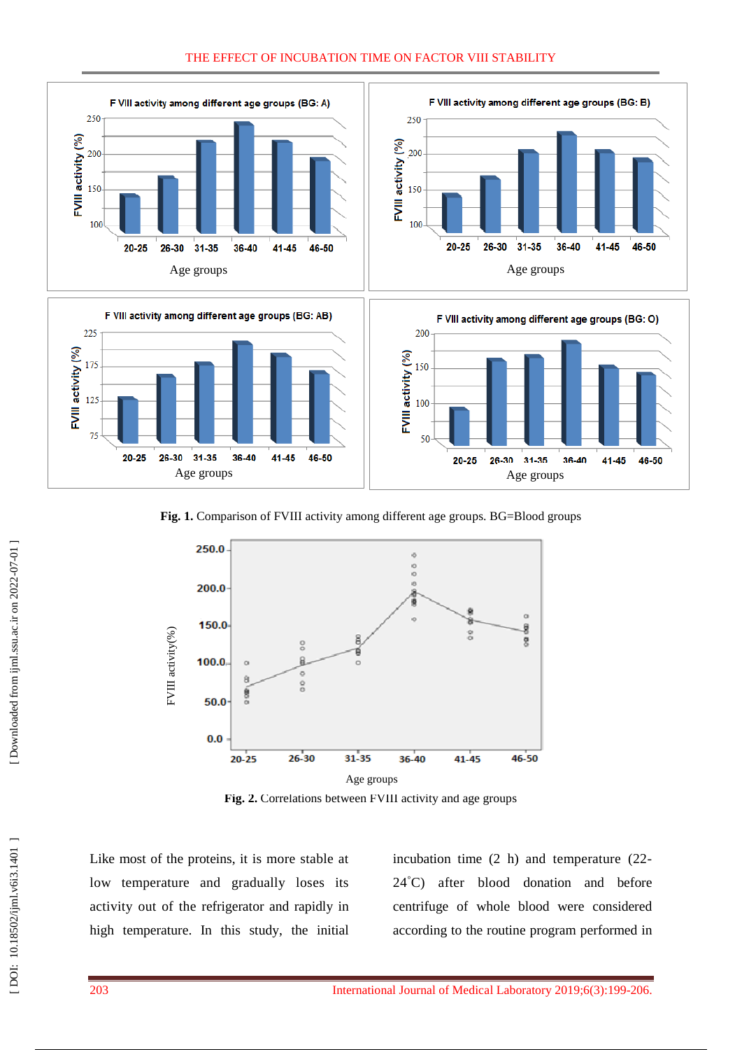Fig. 1. Comparison of FVIII activity among different age groups. BG=Blood groups

Fig. 2. Correlations between FVIII activity and age groups

Like most of the proteins, it is more stable at low temperature and gradually loses its activity out of the refrigerator and rapidly in high temperature. In this study, the initial incubation time (2 h) and temperature (22-24°C) after blood donation and before centrifuge of whole blood were considered according to the routine program performed in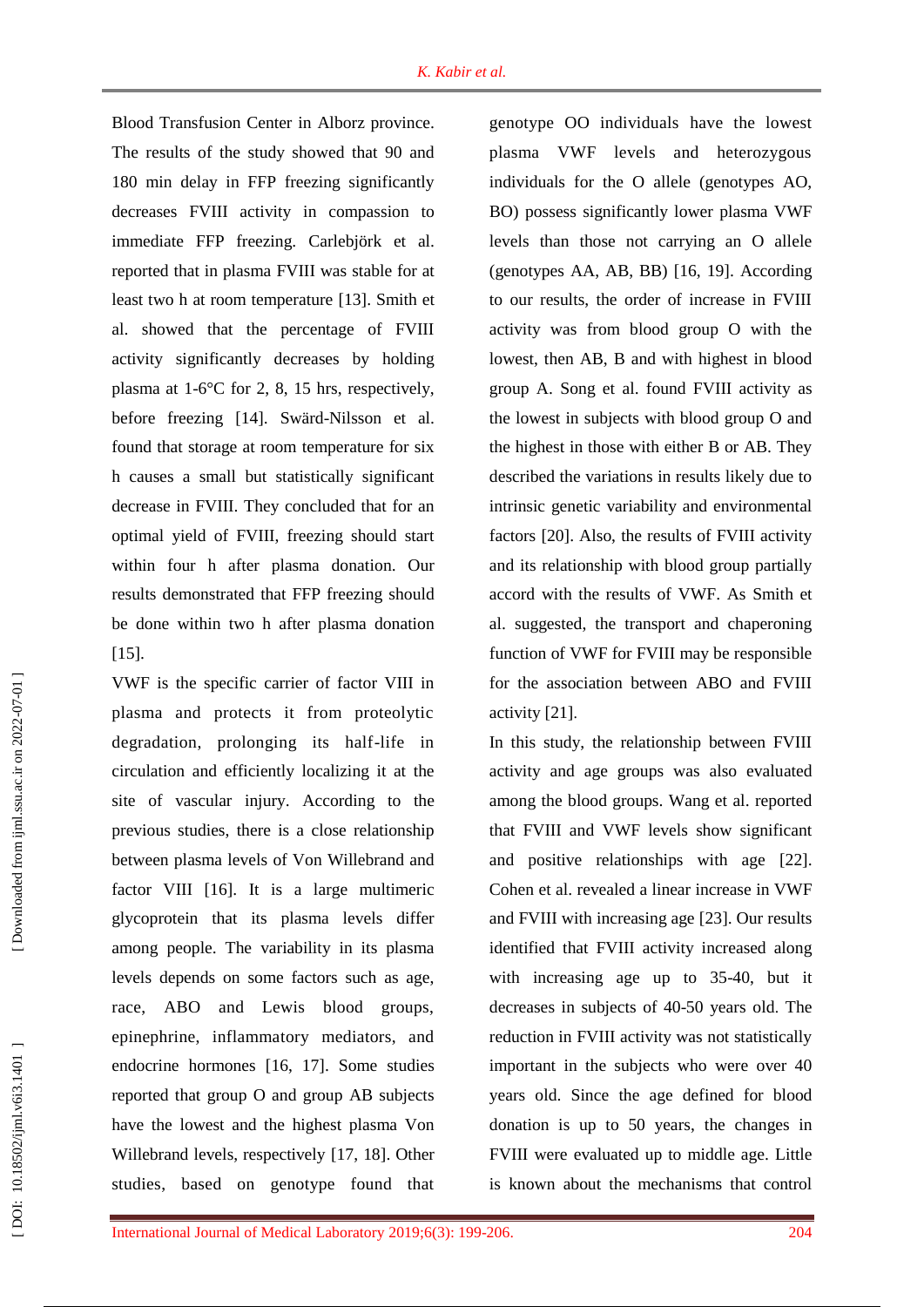Blood Transfusion Center in Alborz province. The results of the study showed that 90 and 180 min delay in FFP freezing significantly decreases FVIII activity in compassion to immediate FFP freezing. Carlebjörk et al. reported that in plasma FVIII was stable for at least two h at room temperature [13]. Smith et al. showed that the percentage of FVIII activity significantly decreases by holding plasma at 1-6°C for 2, 8, 15 hrs, respectively, before freezing [14]. Swärd-Nilsson et al. found that storage at room temperature for six h causes a small but statistically significant decrease in FVIII. They concluded that for an optimal yield of FVIII, freezing should start within four h after plasma donation. Our results demonstrated that FFP freezing should be done within two h after plasma donation [15].

VWF is the specific carrier of factor VIII in plasma and protects it from proteolytic degradation, prolonging its half-life in circulation and efficiently localizing it at the site of vascular injury. According to the previous studies, there is a close relationship between plasma levels of Von Willebrand and factor VIII [16]. It is a large multimeric glycoprotein that its plasma levels differ among people. The variability in its plasma levels depends on some factors such as age, race, ABO and Lewis blood groups, epinephrine, inflammatory mediators, and endocrine hormones [16, 17]. Some studies reported that group O and group AB subjects have the lowest and the highest plasma Von Willebrand levels, respectively [17, 18]. Other studies, based on genotype found that genotype OO individuals have the lowest plasma VWF levels and heterozygous individuals for the O allele (genotypes AO, BO) possess significantly lower plasma VWF levels than those not carrying an O allele (genotypes AA, AB, BB) [16, 19]. According to our results, the order of increase in FVIII activity was from blood group O with the lowest, then AB, B and with highest in blood group A. Song et al. found FVIII activity as the lowest in subjects with blood group O and the highest in those with either B or AB. They described the variations in results likely due to intrinsic genetic variability and environmental factors [20]. Also, the results of FVIII activity and its relationship with blood group partially accord with the results of VWF. As Smith et al. suggested, the transport and chaperoning function of VWF for FVIII may be responsible for the association between ABO and FVIII activity [21].

In this study, the relationship between FVIII activity and age groups was also evaluated among the blood groups. Wang et al. reported that FVIII and VWF levels show significant and positive relationships with age [22]. Cohen et al. revealed a linear increase in VWF and FVIII with increasing age [23]. Our results identified that FVIII activity increased along with increasing age up to 35-40, but it decreases in subjects of 40-50 years old. The reduction in FVIII activity was not statistically important in the subjects who were over 40 years old. Since the age defined for blood donation is up to 50 years, the changes in FVIII were evaluated up to middle age. Little is known about the mechanisms that control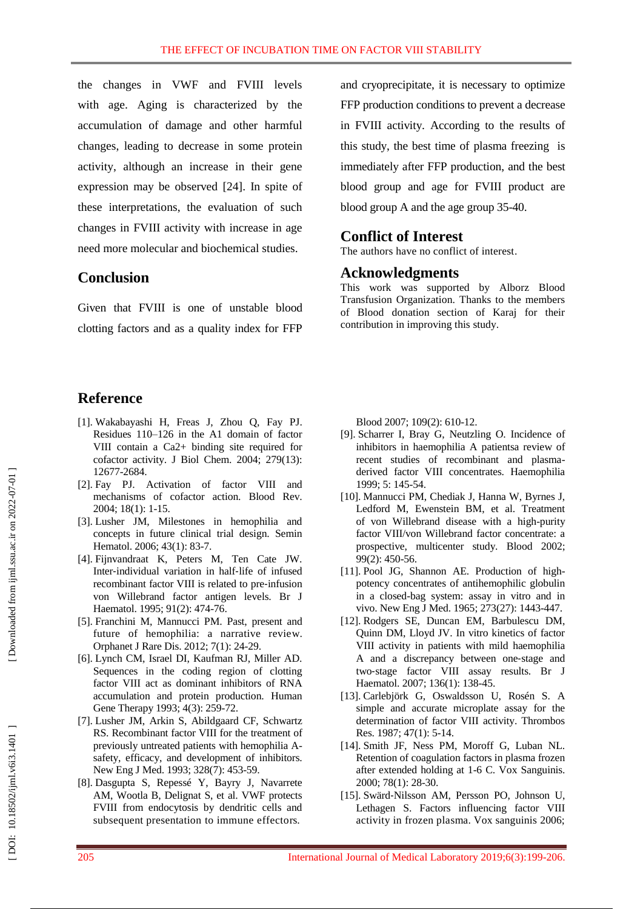the changes in VWF and FVIII levels with age. Aging is characterized by the accumulation of damage and other harmful changes, leading to decrease in some protein activity, although an increase in their gene expression may be observed [24]. In spite of these interpretations, the evaluation of such changes in FVIII activity with increase in age need more molecular and biochemical studies.

## Conclusion

Given that FVIII is one of unstable blood clotting factors and as a quality index for FFP and cryoprecipitate, it is necessary to optimize FFP production conditions to prevent a decrease in FVIII activity. According to the results of this study, the best time of plasma freezing is immediately after FFP production, and the best blood group and age for FVIII product are blood group A and the age group 35-40.

## Conflict of Interest

The authors have no conflict of interest.

## Acknowledgments

This work was supported by Alborz Blood Transfusion Organization. Thanks to the members of Blood donation section of Karaj for their contribution in improving this study.

## Reference

[1]. Wakabayashi H, Freas J, Zhou Q, Fay PJ. Residues 110–126 in the A1 domain of factor VIII contain a Ca2+ binding site required for cofactor activity. J Biol Chem. 2004; 279(13): 12677-2684.

[2]. Fay PJ. Activation of factor VIII and mechanisms of cofactor action. Blood Rev. 2004; 18(1): 1-15.

[3]. Lusher JM, Milestones in hemophilia and concepts in future clinical trial design. Semin Hematol. 2006; 43(1): 83-7.

[4]. Fijnvandraat K, Peters M, Ten Cate JW. Inter-individual variation in half-life of infused recombinant factor VIII is related to pre-infusion von Willebrand factor antigen levels. Br J Haematol. 1995; 91(2): 474-76.

[5]. Franchini M, Mannucci PM. Past, present and future of hemophilia: a narrative review. Orphanet J Rare Dis. 2012; 7(1): 24-29.

[6]. Lynch CM, Israel DI, Kaufman RJ, Miller AD. Sequences in the coding region of clotting factor VIII act as dominant inhibitors of RNA accumulation and protein production. Human Gene Therapy 1993; 4(3): 259-72.

[7]. Lusher JM, Arkin S, Abildgaard CF, Schwartz RS. Recombinant factor VIII for the treatment of previously untreated patients with hemophilia A-safety, efficacy, and development of inhibitors. New Eng J Med. 1993; 328(7): 453-59.

[8]. Dasgupta S, Repessé Y, Bayry J, Navarrete AM, Wootla B, Delignat S, et al. VWF protects FVIII from endocytosis by dendritic cells and subsequent presentation to immune effectors. Blood 2007; 109(2): 610-12.

[9]. Scharrer I, Bray G, Neutzling O. Incidence of inhibitors in haemophilia A patientsa review of recent studies of recombinant and plasma-derived factor VIII concentrates. Haemophilia 1999; 5: 145-54.

[10]. Mannucci PM, Chediak J, Hanna W, Byrnes J, Ledford M, Ewenstein BM, et al. Treatment of von Willebrand disease with a high-purity factor VIII/von Willebrand factor concentrate: a prospective, multicenter study. Blood 2002; 99(2): 450-56.

[11]. Pool JG, Shannon AE. Production of high-potency concentrates of antihemophilic globulin in a closed-bag system: assay in vitro and in vivo. New Eng J Med. 1965; 273(27): 1443-447.

[12]. Rodgers SE, Duncan EM, Barbulescu DM, Quinn DM, Lloyd JV. In vitro kinetics of factor VIII activity in patients with mild haemophilia A and a discrepancy between one-stage and two-stage factor VIII assay results. Br J Haematol. 2007; 136(1): 138-45.

[13]. Carlebjörk G, Oswaldsson U, Rosén S. A simple and accurate microplate assay for the determination of factor VIII activity. Thrombos Res. 1987; 47(1): 5-14.

[14]. Smith JF, Ness PM, Moroff G, Luban NL. Retention of coagulation factors in plasma frozen after extended holding at 1-6 C. Vox Sanguinis. 2000; 78(1): 28-30.

[15]. Swärd-Nilsson AM, Persson PO, Johnson U, Lethagen S. Factors influencing factor VIII activity in frozen plasma. Vox sanguinis 2006;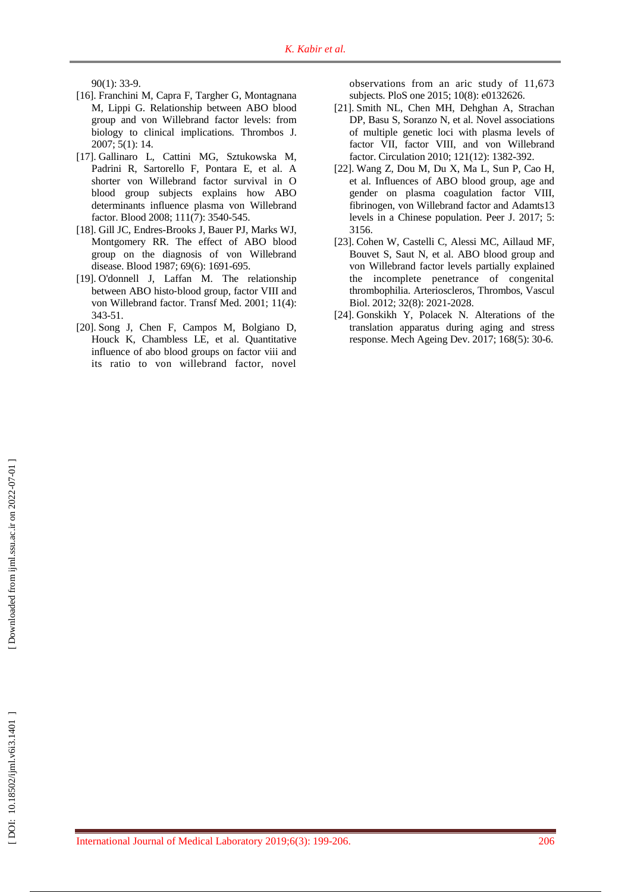90(1): 33-9.

[16]. Franchini M, Capra F, Targher G, Montagnana M, Lippi G. Relationship between ABO blood group and von Willebrand factor levels: from biology to clinical implications. Thrombos J. 2007; 5(1): 14.

[17]. Gallinaro L, Cattini MG, Sztukowska M, Padrini R, Sartorello F, Pontara E, et al. A shorter von Willebrand factor survival in O blood group subjects explains how ABO determinants influence plasma von Willebrand factor. Blood 2008; 111(7): 3540-545.

[18]. Gill JC, Endres-Brooks J, Bauer PJ, Marks WJ, Montgomery RR. The effect of ABO blood group on the diagnosis of von Willebrand disease. Blood 1987; 69(6): 1691-695.

[19]. O'donnell J, Laffan M. The relationship between ABO histo-blood group, factor VIII and von Willebrand factor. Transf Med. 2001; 11(4): 343-51.

[20]. Song J, Chen F, Campos M, Bolgiano D, Houck K, Chambless LE, et al. Quantitative influence of abo blood groups on factor viii and its ratio to von willebrand factor, novel observations from an aric study of 11,673 subjects. PloS one 2015; 10(8): e0132626.

[21]. Smith NL, Chen MH, Dehghan A, Strachan DP, Basu S, Soranzo N, et al. Novel associations of multiple genetic loci with plasma levels of factor VII, factor VIII, and von Willebrand factor. Circulation 2010; 121(12): 1382-392.

[22]. Wang Z, Dou M, Du X, Ma L, Sun P, Cao H, et al. Influences of ABO blood group, age and gender on plasma coagulation factor VIII, fibrinogen, von Willebrand factor and Adamts13 levels in a Chinese population. Peer J. 2017; 5: 3156.

[23]. Cohen W, Castelli C, Alessi MC, Aillaud MF, Bouvet S, Saut N, et al. ABO blood group and von Willebrand factor levels partially explained the incomplete penetrance of congenital thrombophilia. Arterioscleros, Thrombos, Vascul Biol. 2012; 32(8): 2021-2028.

[24]. Gonskikh Y, Polacek N. Alterations of the translation apparatus during aging and stress response. Mech Ageing Dev. 2017; 168(5): 30-6.